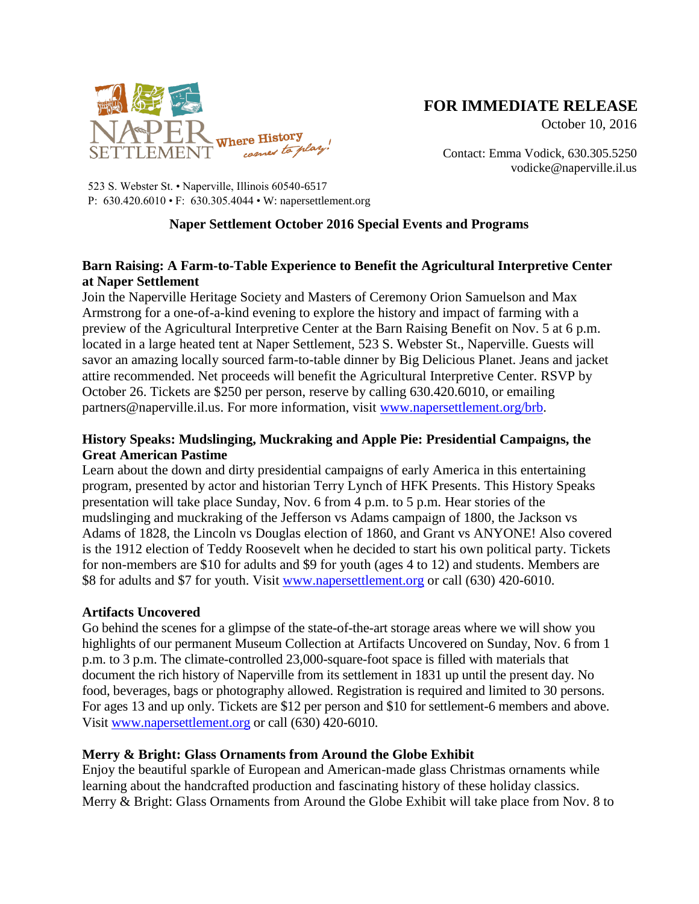NAPER SETTLEMENT Where History comes to play!

523 S. Webster St. • Naperville, Illinois 60540-6517
P: 630.420.6010 • F: 630.305.4044 • W: napersettlement.org

**FOR IMMEDIATE RELEASE**
October 10, 2016

Contact: Emma Vodick, 630.305.5250
vodicke@naperville.il.us

## Naper Settlement October 2016 Special Events and Programs

### Barn Raising: A Farm-to-Table Experience to Benefit the Agricultural Interpretive Center at Naper Settlement

Join the Naperville Heritage Society and Masters of Ceremony Orion Samuelson and Max Armstrong for a one-of-a-kind evening to explore the history and impact of farming with a preview of the Agricultural Interpretive Center at the Barn Raising Benefit on Nov. 5 at 6 p.m. located in a large heated tent at Naper Settlement, 523 S. Webster St., Naperville. Guests will savor an amazing locally sourced farm-to-table dinner by Big Delicious Planet. Jeans and jacket attire recommended. Net proceeds will benefit the Agricultural Interpretive Center. RSVP by October 26. Tickets are $250 per person, reserve by calling 630.420.6010, or emailing partners@naperville.il.us. For more information, visit www.napersettlement.org/brb.

### History Speaks: Mudslinging, Muckraking and Apple Pie: Presidential Campaigns, the Great American Pastime

Learn about the down and dirty presidential campaigns of early America in this entertaining program, presented by actor and historian Terry Lynch of HFK Presents. This History Speaks presentation will take place Sunday, Nov. 6 from 4 p.m. to 5 p.m. Hear stories of the mudslinging and muckraking of the Jefferson vs Adams campaign of 1800, the Jackson vs Adams of 1828, the Lincoln vs Douglas election of 1860, and Grant vs ANYONE! Also covered is the 1912 election of Teddy Roosevelt when he decided to start his own political party. Tickets for non-members are $10 for adults and $9 for youth (ages 4 to 12) and students. Members are $8 for adults and $7 for youth. Visit www.napersettlement.org or call (630) 420-6010.

### Artifacts Uncovered

Go behind the scenes for a glimpse of the state-of-the-art storage areas where we will show you highlights of our permanent Museum Collection at Artifacts Uncovered on Sunday, Nov. 6 from 1 p.m. to 3 p.m. The climate-controlled 23,000-square-foot space is filled with materials that document the rich history of Naperville from its settlement in 1831 up until the present day. No food, beverages, bags or photography allowed. Registration is required and limited to 30 persons. For ages 13 and up only. Tickets are $12 per person and $10 for settlement-6 members and above. Visit www.napersettlement.org or call (630) 420-6010.

### Merry & Bright: Glass Ornaments from Around the Globe Exhibit

Enjoy the beautiful sparkle of European and American-made glass Christmas ornaments while learning about the handcrafted production and fascinating history of these holiday classics. Merry & Bright: Glass Ornaments from Around the Globe Exhibit will take place from Nov. 8 to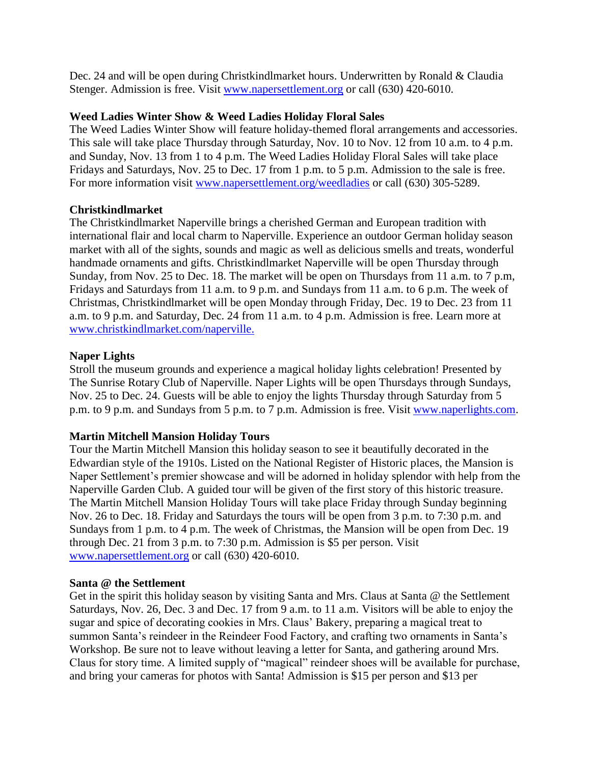Dec. 24 and will be open during Christkindlmarket hours. Underwritten by Ronald & Claudia Stenger. Admission is free. Visit [www.napersettlement.org](http://www.napersettlement.org) or call (630) 420-6010.

**Weed Ladies Winter Show & Weed Ladies Holiday Floral Sales**

The Weed Ladies Winter Show will feature holiday-themed floral arrangements and accessories. This sale will take place Thursday through Saturday, Nov. 10 to Nov. 12 from 10 a.m. to 4 p.m. and Sunday, Nov. 13 from 1 to 4 p.m. The Weed Ladies Holiday Floral Sales will take place Fridays and Saturdays, Nov. 25 to Dec. 17 from 1 p.m. to 5 p.m. Admission to the sale is free. For more information visit [www.napersettlement.org/weedladies](http://www.napersettlement.org/weedladies) or call (630) 305-5289.

**Christkindlmarket**

The Christkindlmarket Naperville brings a cherished German and European tradition with international flair and local charm to Naperville. Experience an outdoor German holiday season market with all of the sights, sounds and magic as well as delicious smells and treats, wonderful handmade ornaments and gifts. Christkindlmarket Naperville will be open Thursday through Sunday, from Nov. 25 to Dec. 18. The market will be open on Thursdays from 11 a.m. to 7 p.m, Fridays and Saturdays from 11 a.m. to 9 p.m. and Sundays from 11 a.m. to 6 p.m. The week of Christmas, Christkindlmarket will be open Monday through Friday, Dec. 19 to Dec. 23 from 11 a.m. to 9 p.m. and Saturday, Dec. 24 from 11 a.m. to 4 p.m. Admission is free. Learn more at [www.christkindlmarket.com/naperville.](http://www.christkindlmarket.com/naperville)

**Naper Lights**

Stroll the museum grounds and experience a magical holiday lights celebration! Presented by The Sunrise Rotary Club of Naperville. Naper Lights will be open Thursdays through Sundays, Nov. 25 to Dec. 24. Guests will be able to enjoy the lights Thursday through Saturday from 5 p.m. to 9 p.m. and Sundays from 5 p.m. to 7 p.m. Admission is free. Visit [www.naperlights.com](http://www.naperlights.com).

**Martin Mitchell Mansion Holiday Tours**

Tour the Martin Mitchell Mansion this holiday season to see it beautifully decorated in the Edwardian style of the 1910s. Listed on the National Register of Historic places, the Mansion is Naper Settlement's premier showcase and will be adorned in holiday splendor with help from the Naperville Garden Club. A guided tour will be given of the first story of this historic treasure. The Martin Mitchell Mansion Holiday Tours will take place Friday through Sunday beginning Nov. 26 to Dec. 18. Friday and Saturdays the tours will be open from 3 p.m. to 7:30 p.m. and Sundays from 1 p.m. to 4 p.m. The week of Christmas, the Mansion will be open from Dec. 19 through Dec. 21 from 3 p.m. to 7:30 p.m. Admission is $5 per person. Visit [www.napersettlement.org](http://www.napersettlement.org) or call (630) 420-6010.

**Santa @ the Settlement**

Get in the spirit this holiday season by visiting Santa and Mrs. Claus at Santa @ the Settlement Saturdays, Nov. 26, Dec. 3 and Dec. 17 from 9 a.m. to 11 a.m. Visitors will be able to enjoy the sugar and spice of decorating cookies in Mrs. Claus' Bakery, preparing a magical treat to summon Santa's reindeer in the Reindeer Food Factory, and crafting two ornaments in Santa's Workshop. Be sure not to leave without leaving a letter for Santa, and gathering around Mrs. Claus for story time. A limited supply of "magical" reindeer shoes will be available for purchase, and bring your cameras for photos with Santa! Admission is $15 per person and $13 per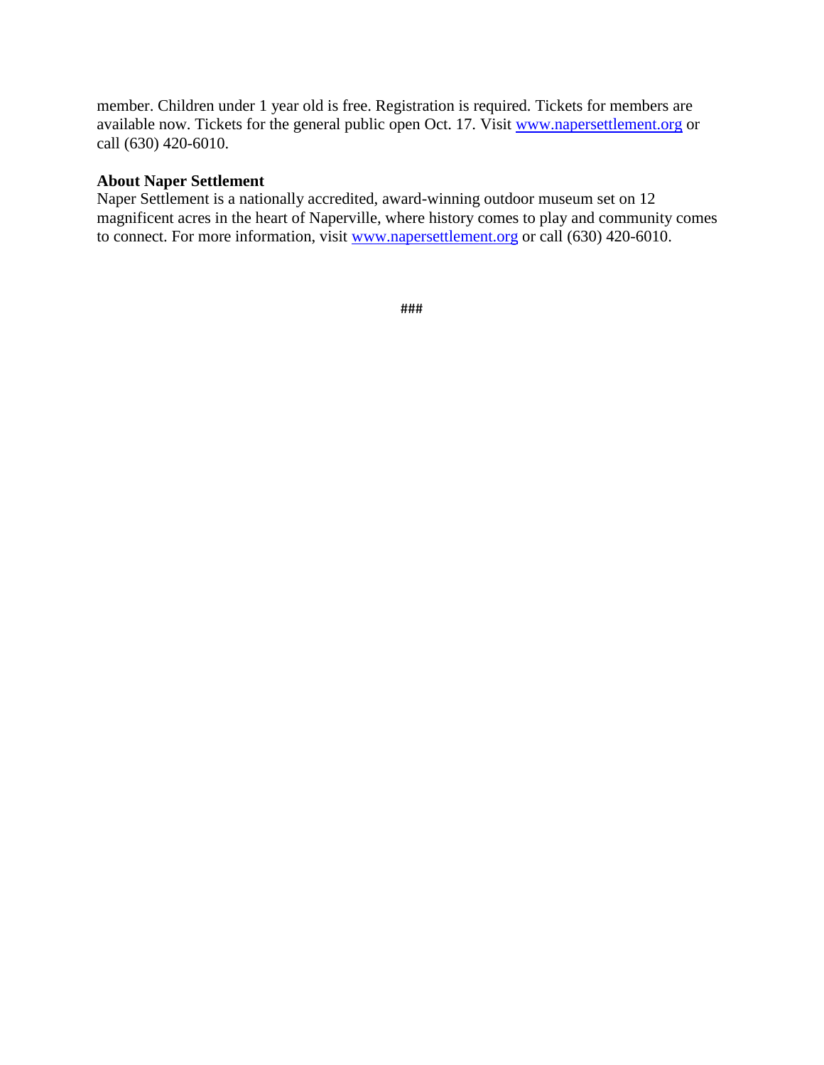member. Children under 1 year old is free. Registration is required. Tickets for members are available now. Tickets for the general public open Oct. 17. Visit www.napersettlement.org or call (630) 420-6010.

**About Naper Settlement**
Naper Settlement is a nationally accredited, award-winning outdoor museum set on 12 magnificent acres in the heart of Naperville, where history comes to play and community comes to connect. For more information, visit www.napersettlement.org or call (630) 420-6010.

###